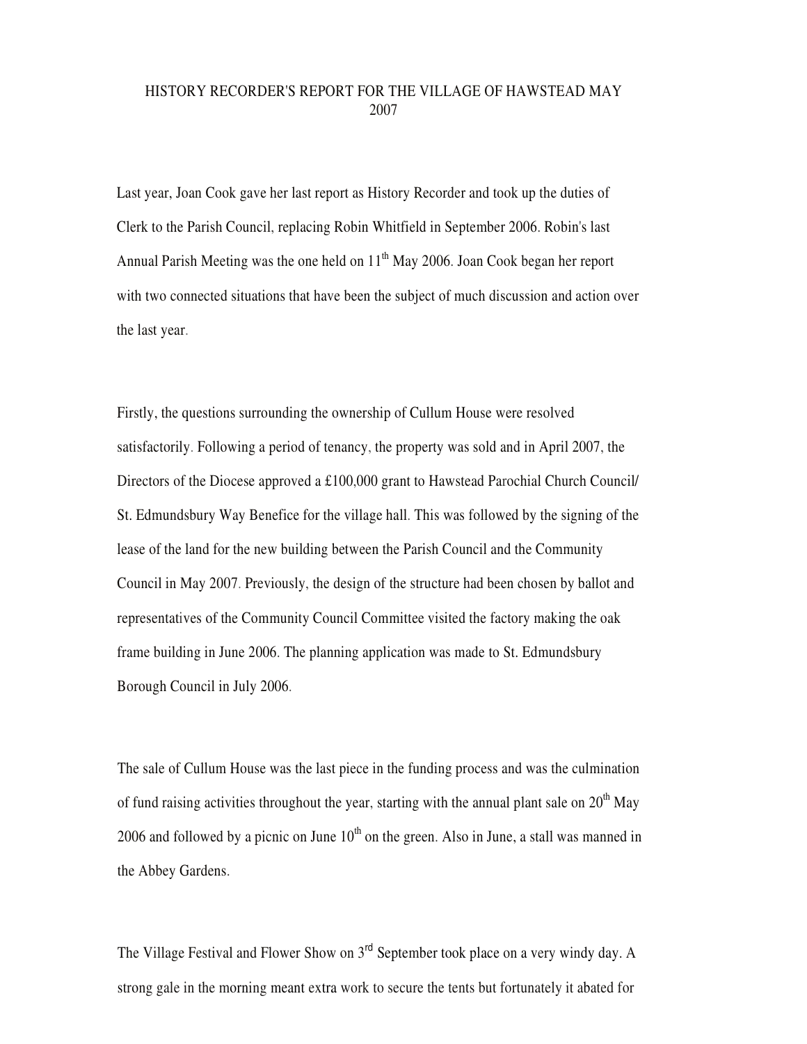# HISTORY RECORDER'S REPORT FOR THE VILLAGE OF HAWSTEAD MAY 2007

Last year, Joan Cook gave her last report as History Recorder and took up the duties of Clerk to the Parish Council, replacing Robin Whitfield in September 2006. Robin's last Annual Parish Meeting was the one held on 11th May 2006. Joan Cook began her report with two connected situations that have been the subject of much discussion and action over the last year.

Firstly, the questions surrounding the ownership of Cullum House were resolved satisfactorily. Following a period of tenancy, the property was sold and in April 2007, the Directors of the Diocese approved a £100,000 grant to Hawstead Parochial Church Council/ St. Edmundsbury Way Benefice for the village hall. This was followed by the signing of the lease of the land for the new building between the Parish Council and the Community Council in May 2007. Previously, the design of the structure had been chosen by ballot and representatives of the Community Council Committee visited the factory making the oak frame building in June 2006. The planning application was made to St. Edmundsbury Borough Council in July 2006.

The sale of Cullum House was the last piece in the funding process and was the culmination of fund raising activities throughout the year, starting with the annual plant sale on 20th May 2006 and followed by a picnic on June 10th on the green. Also in June, a stall was manned in the Abbey Gardens.

The Village Festival and Flower Show on 3rd September took place on a very windy day. A strong gale in the morning meant extra work to secure the tents but fortunately it abated for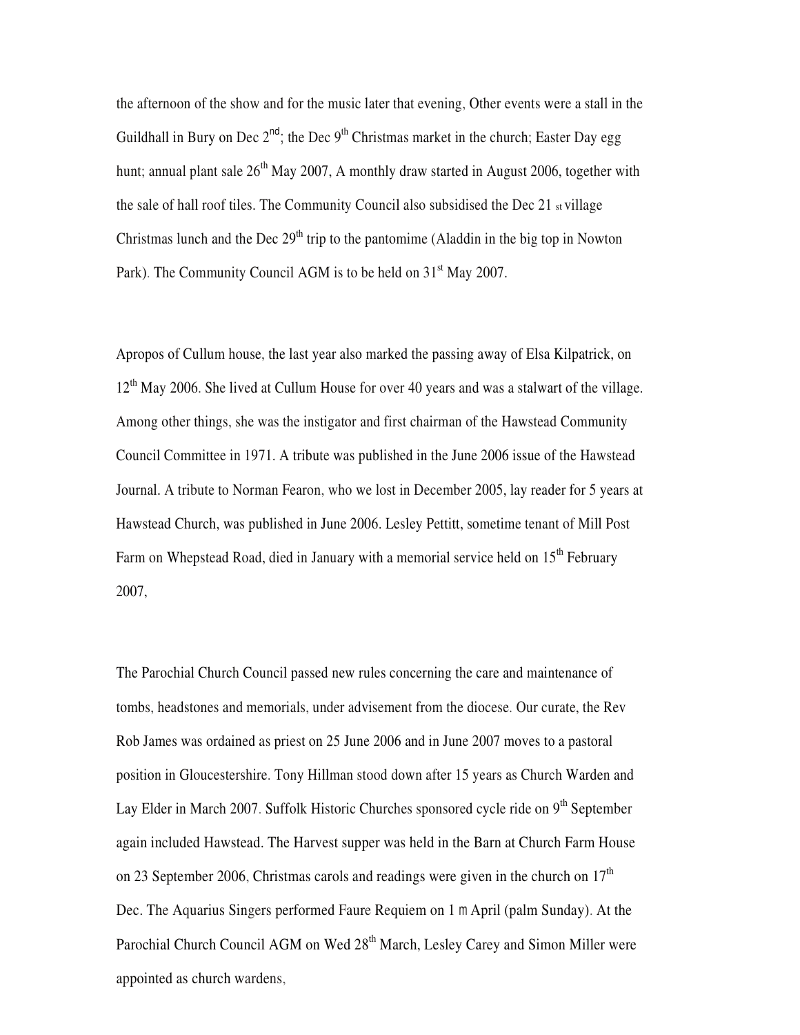the afternoon of the show and for the music later that evening, Other events were a stall in the Guildhall in Bury on Dec 2nd; the Dec 9th Christmas market in the church; Easter Day egg hunt; annual plant sale 26th May 2007, A monthly draw started in August 2006, together with the sale of hall roof tiles. The Community Council also subsidised the Dec 21 st village Christmas lunch and the Dec 29th trip to the pantomime (Aladdin in the big top in Nowton Park). The Community Council AGM is to be held on 31st May 2007.

Apropos of Cullum house, the last year also marked the passing away of Elsa Kilpatrick, on 12th May 2006. She lived at Cullum House for over 40 years and was a stalwart of the village. Among other things, she was the instigator and first chairman of the Hawstead Community Council Committee in 1971. A tribute was published in the June 2006 issue of the Hawstead Journal. A tribute to Norman Fearon, who we lost in December 2005, lay reader for 5 years at Hawstead Church, was published in June 2006. Lesley Pettitt, sometime tenant of Mill Post Farm on Whepstead Road, died in January with a memorial service held on 15th February 2007,

The Parochial Church Council passed new rules concerning the care and maintenance of tombs, headstones and memorials, under advisement from the diocese. Our curate, the Rev Rob James was ordained as priest on 25 June 2006 and in June 2007 moves to a pastoral position in Gloucestershire. Tony Hillman stood down after 15 years as Church Warden and Lay Elder in March 2007. Suffolk Historic Churches sponsored cycle ride on 9th September again included Hawstead. The Harvest supper was held in the Barn at Church Farm House on 23 September 2006, Christmas carols and readings were given in the church on 17th Dec. The Aquarius Singers performed Faure Requiem on 1 m April (palm Sunday). At the Parochial Church Council AGM on Wed 28th March, Lesley Carey and Simon Miller were appointed as church wardens,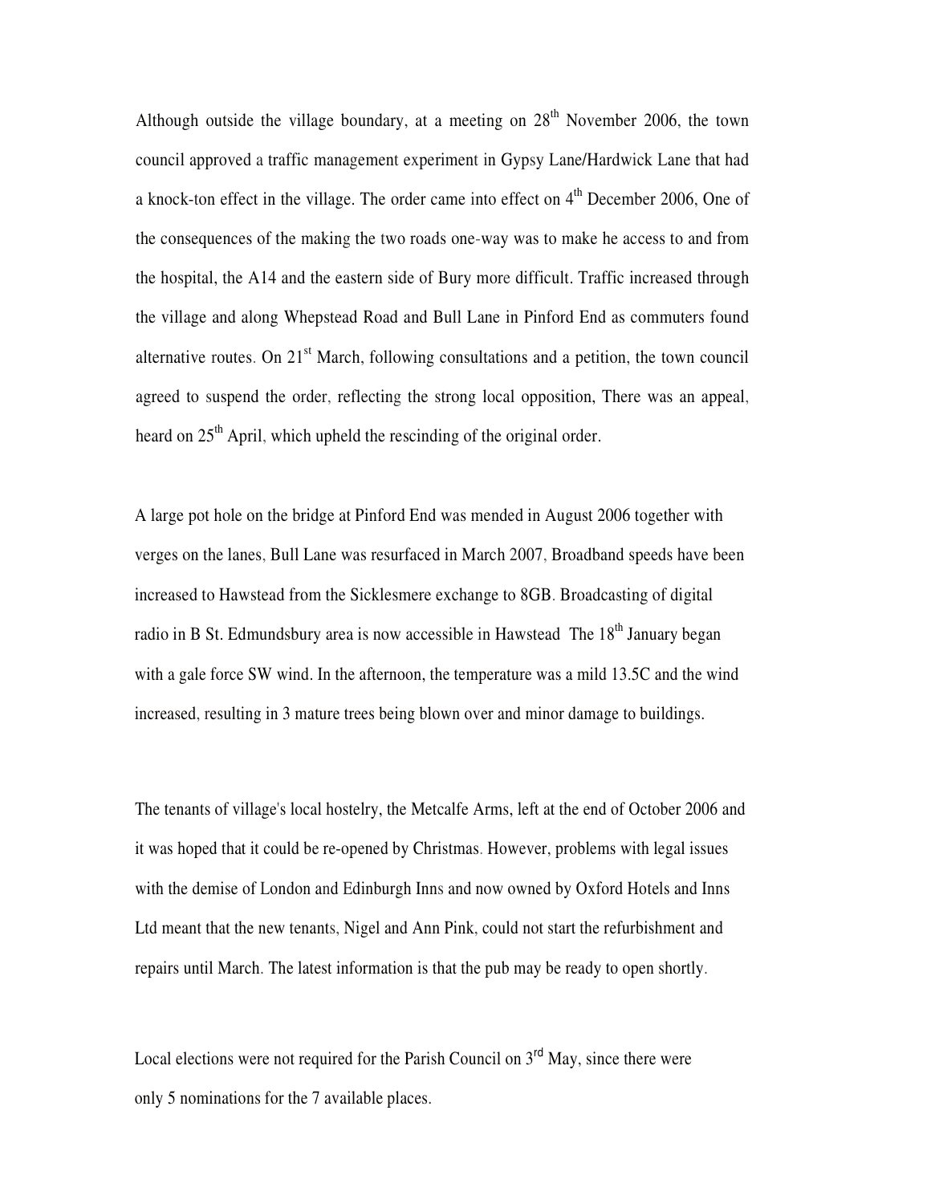Although outside the village boundary, at a meeting on 28th November 2006, the town council approved a traffic management experiment in Gypsy Lane/Hardwick Lane that had a knock-ton effect in the village. The order came into effect on 4th December 2006, One of the consequences of the making the two roads one-way was to make he access to and from the hospital, the A14 and the eastern side of Bury more difficult. Traffic increased through the village and along Whepstead Road and Bull Lane in Pinford End as commuters found alternative routes. On 21st March, following consultations and a petition, the town council agreed to suspend the order, reflecting the strong local opposition, There was an appeal, heard on 25th April, which upheld the rescinding of the original order.

A large pot hole on the bridge at Pinford End was mended in August 2006 together with verges on the lanes, Bull Lane was resurfaced in March 2007, Broadband speeds have been increased to Hawstead from the Sicklesmere exchange to 8GB. Broadcasting of digital radio in B St. Edmundsbury area is now accessible in Hawstead The 18th January began with a gale force SW wind. In the afternoon, the temperature was a mild 13.5C and the wind increased, resulting in 3 mature trees being blown over and minor damage to buildings.

The tenants of village's local hostelry, the Metcalfe Arms, left at the end of October 2006 and it was hoped that it could be re-opened by Christmas. However, problems with legal issues with the demise of London and Edinburgh Inns and now owned by Oxford Hotels and Inns Ltd meant that the new tenants, Nigel and Ann Pink, could not start the refurbishment and repairs until March. The latest information is that the pub may be ready to open shortly.

Local elections were not required for the Parish Council on 3rd May, since there were only 5 nominations for the 7 available places.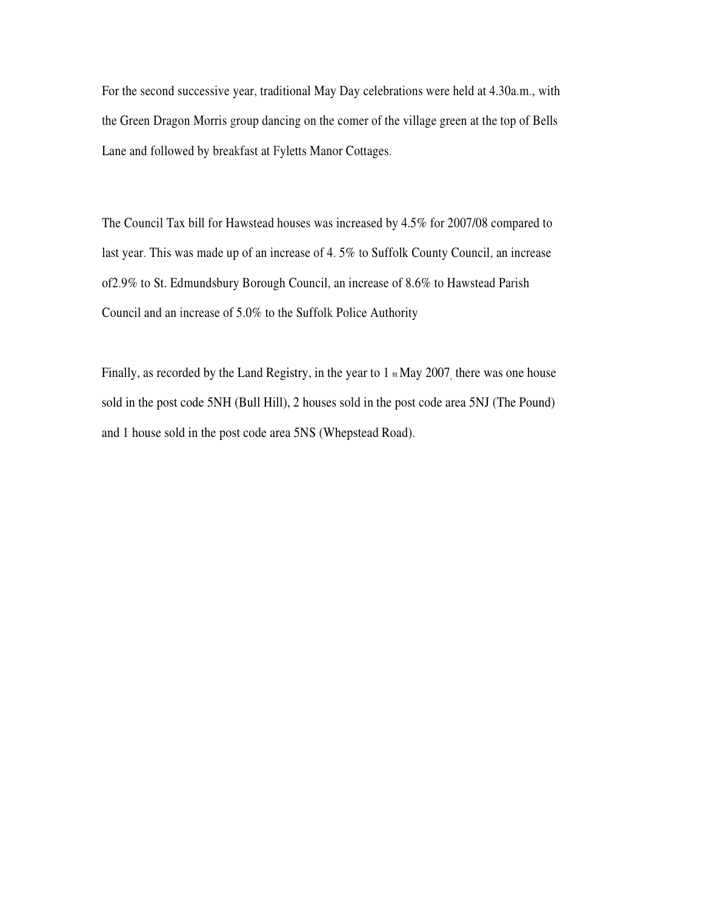For the second successive year, traditional May Day celebrations were held at 4.30a.m., with the Green Dragon Morris group dancing on the comer of the village green at the top of Bells Lane and followed by breakfast at Fyletts Manor Cottages.

The Council Tax bill for Hawstead houses was increased by 4.5% for 2007/08 compared to last year. This was made up of an increase of 4. 5% to Suffolk County Council, an increase of2.9% to St. Edmundsbury Borough Council, an increase of 8.6% to Hawstead Parish Council and an increase of 5.0% to the Suffolk Police Authority

Finally, as recorded by the Land Registry, in the year to 1 fit May 2007, there was one house sold in the post code 5NH (Bull Hill), 2 houses sold in the post code area 5NJ (The Pound) and 1 house sold in the post code area 5NS (Whepstead Road).